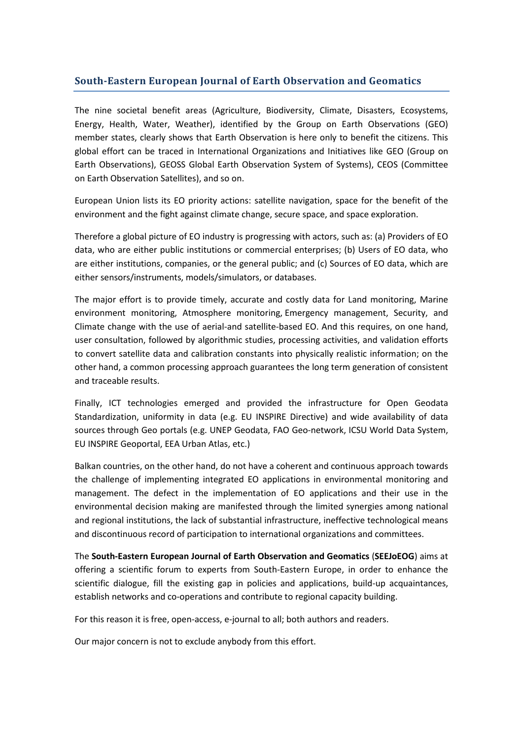## South-Eastern European Journal of Earth Observation and Geomatics

The nine societal benefit areas (Agriculture, Biodiversity, Climate, Disasters, Ecosystems, Energy, Health, Water, Weather), identified by the Group on Earth Observations (GEO) member states, clearly shows that Earth Observation is here only to benefit the citizens. This global effort can be traced in International Organizations and Initiatives like GEO (Group on Earth Observations), GEOSS Global Earth Observation System of Systems), CEOS (Committee on Earth Observation Satellites), and so on.

European Union lists its EO priority actions: satellite navigation, space for the benefit of the environment and the fight against climate change, secure space, and space exploration.

Therefore a global picture of EO industry is progressing with actors, such as: (a) Providers of EO data, who are either public institutions or commercial enterprises; (b) Users of EO data, who are either institutions, companies, or the general public; and (c) Sources of EO data, which are either sensors/instruments, models/simulators, or databases.

The major effort is to provide timely, accurate and costly data for Land monitoring, Marine environment monitoring, Atmosphere monitoring, Emergency management, Security, and Climate change with the use of aerial-and satellite-based EO. And this requires, on one hand, user consultation, followed by algorithmic studies, processing activities, and validation efforts to convert satellite data and calibration constants into physically realistic information; on the other hand, a common processing approach guarantees the long term generation of consistent and traceable results.

Finally, ICT technologies emerged and provided the infrastructure for Open Geodata Standardization, uniformity in data (e.g. EU INSPIRE Directive) and wide availability of data sources through Geo portals (e.g. UNEP Geodata, FAO Geo-network, ICSU World Data System, EU INSPIRE Geoportal, EEA Urban Atlas, etc.)

Balkan countries, on the other hand, do not have a coherent and continuous approach towards the challenge of implementing integrated EO applications in environmental monitoring and management. The defect in the implementation of EO applications and their use in the environmental decision making are manifested through the limited synergies among national and regional institutions, the lack of substantial infrastructure, ineffective technological means and discontinuous record of participation to international organizations and committees.

The **South-Eastern European Journal of Earth Observation and Geomatics** (**SEEJoEOG**) aims at offering a scientific forum to experts from South-Eastern Europe, in order to enhance the scientific dialogue, fill the existing gap in policies and applications, build-up acquaintances, establish networks and co-operations and contribute to regional capacity building.

For this reason it is free, open-access, e-journal to all; both authors and readers.

Our major concern is not to exclude anybody from this effort.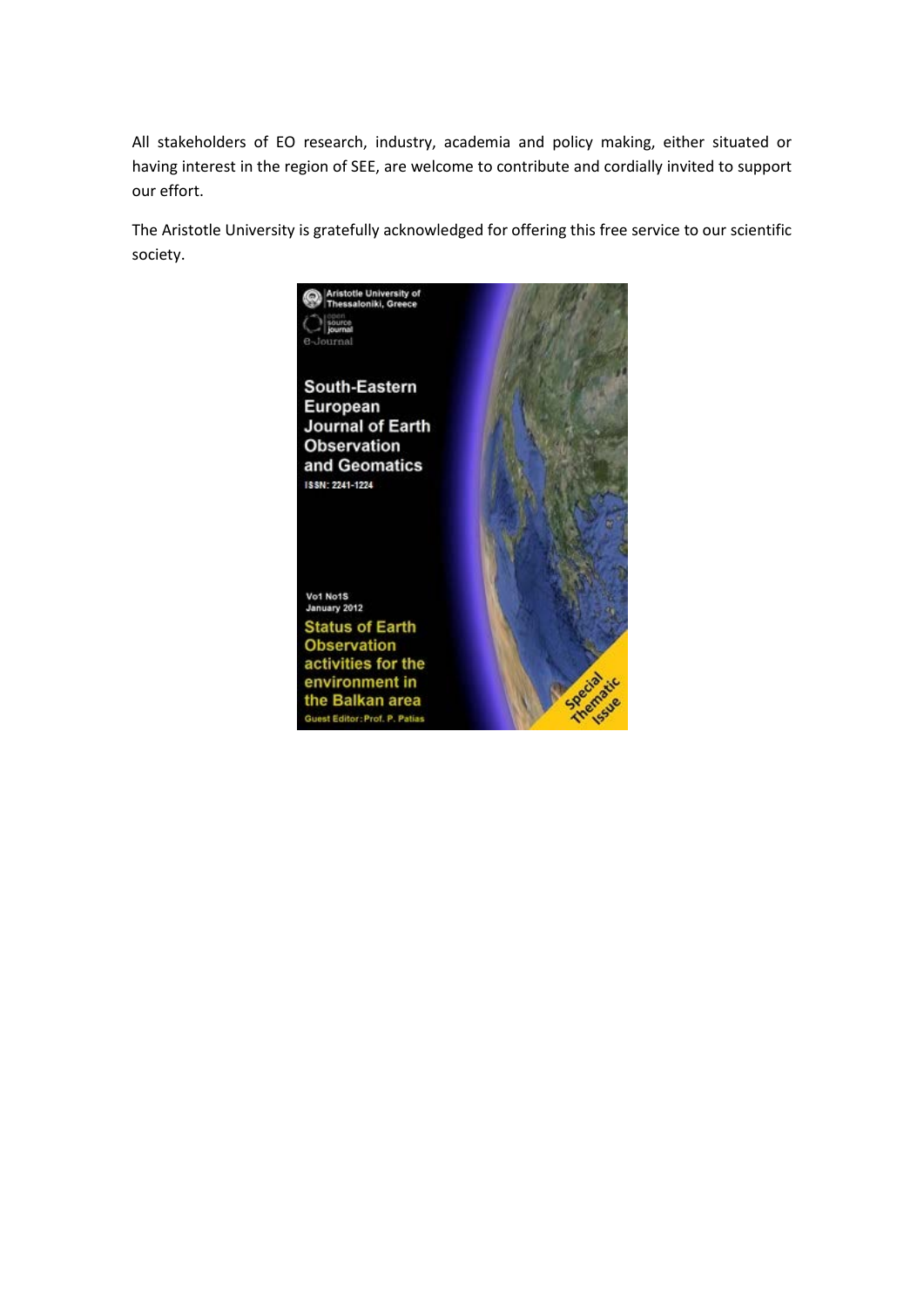All stakeholders of EO research, industry, academia and policy making, either situated or having interest in the region of SEE, are welcome to contribute and cordially invited to support our effort.

The Aristotle University is gratefully acknowledged for offering this free service to our scientific society.